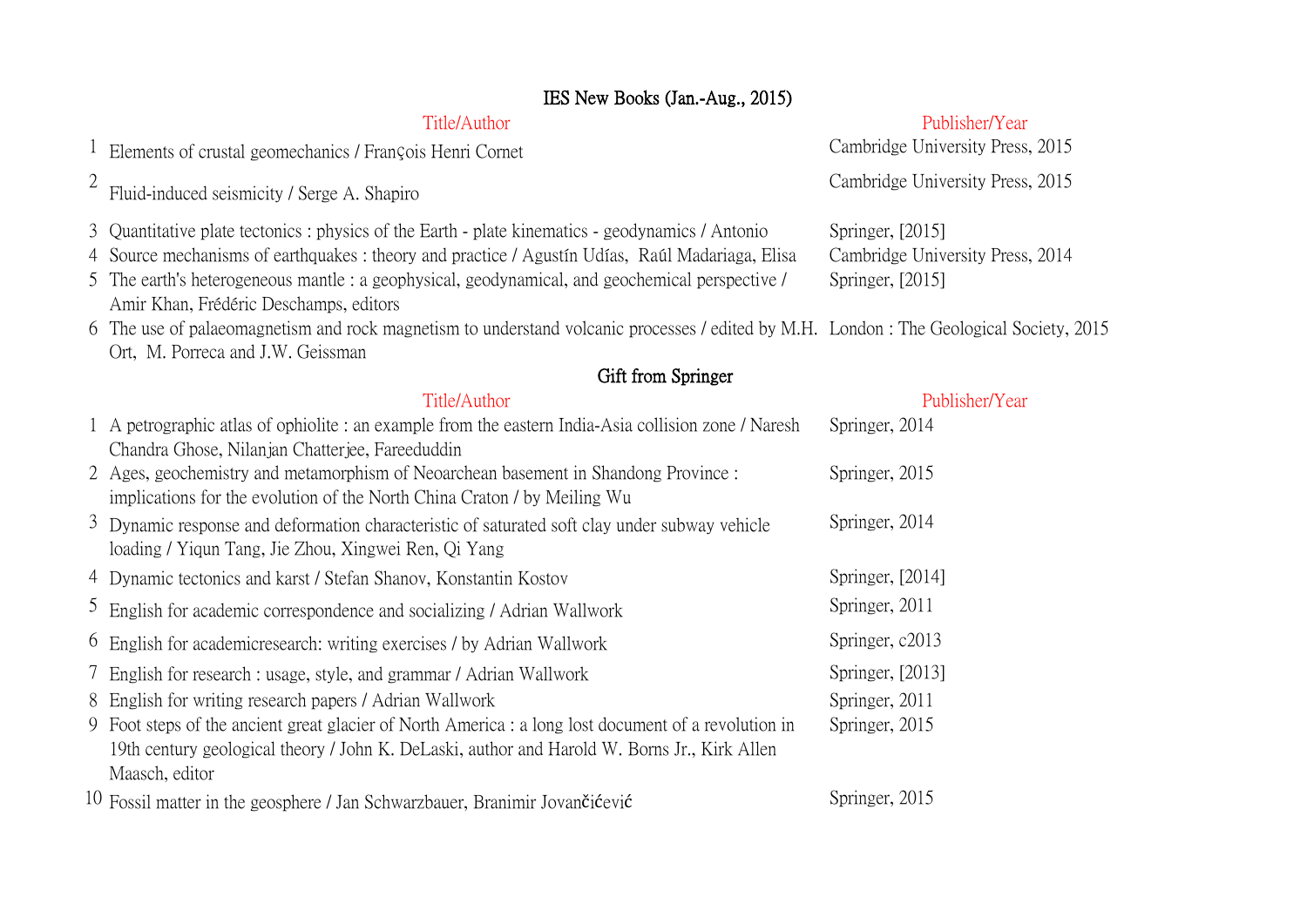# IES New Books (Jan.-Aug., 2015)

| | Title/Author | Publisher/Year |
|---|---|---|
| 1 | Elements of crustal geomechanics / François Henri Cornet | Cambridge University Press, 2015 |
| 2 | Fluid-induced seismicity / Serge A. Shapiro | Cambridge University Press, 2015 |
| 3 | Quantitative plate tectonics : physics of the Earth - plate kinematics - geodynamics / Antonio | Springer, [2015] |
| 4 | Source mechanisms of earthquakes : theory and practice / Agustín Udías, Raúl Madariaga, Elisa | Cambridge University Press, 2014 |
| 5 | The earth's heterogeneous mantle : a geophysical, geodynamical, and geochemical perspective / Amir Khan, Frédéric Deschamps, editors | Springer, [2015] |
| 6 | The use of palaeomagnetism and rock magnetism to understand volcanic processes / edited by M.H. Ort, M. Porreca and J.W. Geissman | London : The Geological Society, 2015 |

## Gift from Springer

| | Title/Author | Publisher/Year |
|---|---|---|
| 1 | A petrographic atlas of ophiolite : an example from the eastern India-Asia collision zone / Naresh Chandra Ghose, Nilanjan Chatterjee, Fareeduddin | Springer, 2014 |
| 2 | Ages, geochemistry and metamorphism of Neoarchean basement in Shandong Province : implications for the evolution of the North China Craton / by Meiling Wu | Springer, 2015 |
| 3 | Dynamic response and deformation characteristic of saturated soft clay under subway vehicle loading / Yiqun Tang, Jie Zhou, Xingwei Ren, Qi Yang | Springer, 2014 |
| 4 | Dynamic tectonics and karst / Stefan Shanov, Konstantin Kostov | Springer, [2014] |
| 5 | English for academic correspondence and socializing / Adrian Wallwork | Springer, 2011 |
| 6 | English for academicresearch: writing exercises / by Adrian Wallwork | Springer, c2013 |
| 7 | English for research : usage, style, and grammar / Adrian Wallwork | Springer, [2013] |
| 8 | English for writing research papers / Adrian Wallwork | Springer, 2011 |
| 9 | Foot steps of the ancient great glacier of North America : a long lost document of a revolution in 19th century geological theory / John K. DeLaski, author and Harold W. Borns Jr., Kirk Allen Maasch, editor | Springer, 2015 |
| 10 | Fossil matter in the geosphere / Jan Schwarzbauer, Branimir Jovančićević | Springer, 2015 |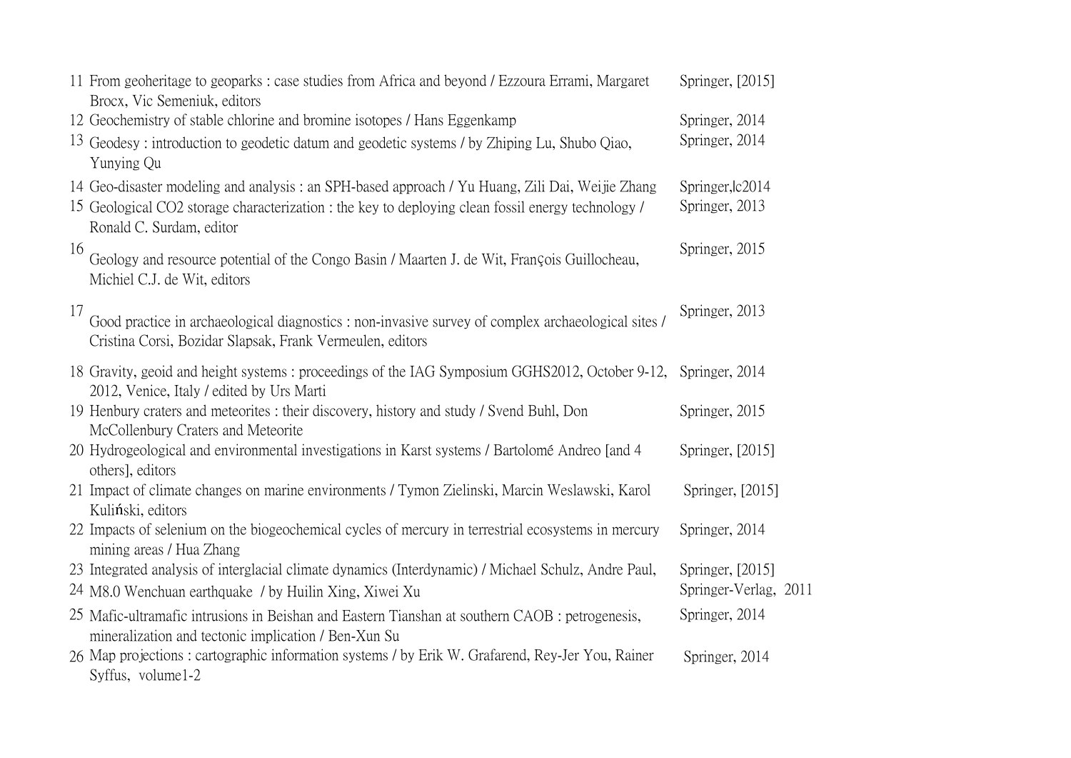| | | |
|---|---|---|
| 11 | From geoheritage to geoparks : case studies from Africa and beyond / Ezzoura Errami, Margaret Brocx, Vic Semeniuk, editors | Springer, [2015] |
| 12 | Geochemistry of stable chlorine and bromine isotopes / Hans Eggenkamp | Springer, 2014 |
| 13 | Geodesy : introduction to geodetic datum and geodetic systems / by Zhiping Lu, Shubo Qiao, Yunying Qu | Springer, 2014 |
| 14 | Geo-disaster modeling and analysis : an SPH-based approach / Yu Huang, Zili Dai, Weijie Zhang | Springer,lc2014 |
| 15 | Geological CO2 storage characterization : the key to deploying clean fossil energy technology / Ronald C. Surdam, editor | Springer, 2013 |
| 16 | Geology and resource potential of the Congo Basin / Maarten J. de Wit, François Guillocheau, Michiel C.J. de Wit, editors | Springer, 2015 |
| 17 | Good practice in archaeological diagnostics : non-invasive survey of complex archaeological sites / Cristina Corsi, Bozidar Slapsak, Frank Vermeulen, editors | Springer, 2013 |
| 18 | Gravity, geoid and height systems : proceedings of the IAG Symposium GGHS2012, October 9-12, 2012, Venice, Italy / edited by Urs Marti | Springer, 2014 |
| 19 | Henbury craters and meteorites : their discovery, history and study / Svend Buhl, Don McCollenbury Craters and Meteorite | Springer, 2015 |
| 20 | Hydrogeological and environmental investigations in Karst systems / Bartolomé Andreo [and 4 others], editors | Springer, [2015] |
| 21 | Impact of climate changes on marine environments / Tymon Zielinski, Marcin Weslawski, Karol Kuliński, editors | Springer, [2015] |
| 22 | Impacts of selenium on the biogeochemical cycles of mercury in terrestrial ecosystems in mercury mining areas / Hua Zhang | Springer, 2014 |
| 23 | Integrated analysis of interglacial climate dynamics (Interdynamic) / Michael Schulz, Andre Paul, | Springer, [2015] |
| 24 | M8.0 Wenchuan earthquake / by Huilin Xing, Xiwei Xu | Springer-Verlag, 2011 |
| 25 | Mafic-ultramafic intrusions in Beishan and Eastern Tianshan at southern CAOB : petrogenesis, mineralization and tectonic implication / Ben-Xun Su | Springer, 2014 |
| 26 | Map projections : cartographic information systems / by Erik W. Grafarend, Rey-Jer You, Rainer Syffus, volume1-2 | Springer, 2014 |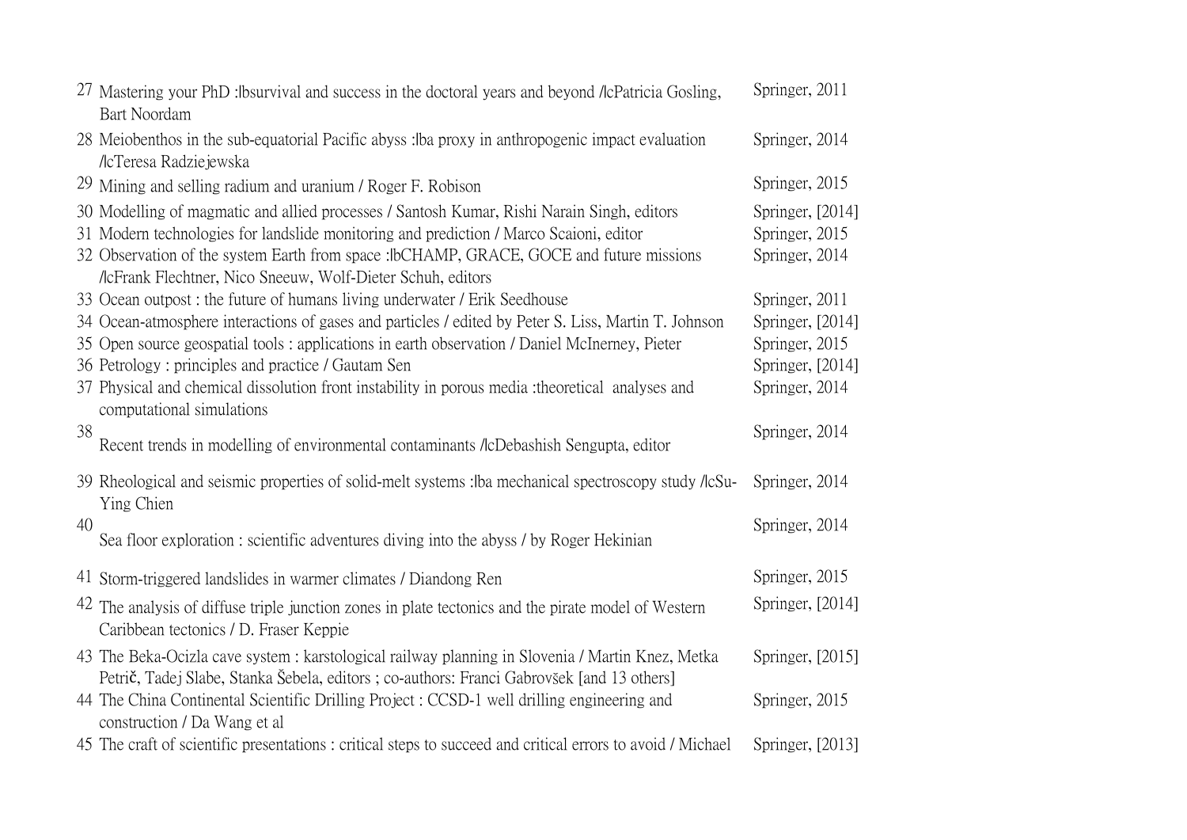| | | |
|---|---|---|
| 27 | Mastering your PhD :|bsurvival and success in the doctoral years and beyond /|cPatricia Gosling, Bart Noordam | Springer, 2011 |
| 28 | Meiobenthos in the sub-equatorial Pacific abyss :|ba proxy in anthropogenic impact evaluation /|cTeresa Radziejewska | Springer, 2014 |
| 29 | Mining and selling radium and uranium / Roger F. Robison | Springer, 2015 |
| 30 | Modelling of magmatic and allied processes / Santosh Kumar, Rishi Narain Singh, editors | Springer, [2014] |
| 31 | Modern technologies for landslide monitoring and prediction / Marco Scaioni, editor | Springer, 2015 |
| 32 | Observation of the system Earth from space :|bCHAMP, GRACE, GOCE and future missions /|cFrank Flechtner, Nico Sneeuw, Wolf-Dieter Schuh, editors | Springer, 2014 |
| 33 | Ocean outpost : the future of humans living underwater / Erik Seedhouse | Springer, 2011 |
| 34 | Ocean-atmosphere interactions of gases and particles / edited by Peter S. Liss, Martin T. Johnson | Springer, [2014] |
| 35 | Open source geospatial tools : applications in earth observation / Daniel McInerney, Pieter | Springer, 2015 |
| 36 | Petrology : principles and practice / Gautam Sen | Springer, [2014] |
| 37 | Physical and chemical dissolution front instability in porous media :theoretical analyses and computational simulations | Springer, 2014 |
| 38 | Recent trends in modelling of environmental contaminants /|cDebashish Sengupta, editor | Springer, 2014 |
| 39 | Rheological and seismic properties of solid-melt systems :|ba mechanical spectroscopy study /|cSu-Ying Chien | Springer, 2014 |
| 40 | Sea floor exploration : scientific adventures diving into the abyss / by Roger Hekinian | Springer, 2014 |
| 41 | Storm-triggered landslides in warmer climates / Diandong Ren | Springer, 2015 |
| 42 | The analysis of diffuse triple junction zones in plate tectonics and the pirate model of Western Caribbean tectonics / D. Fraser Keppie | Springer, [2014] |
| 43 | The Beka-Ocizla cave system : karstological railway planning in Slovenia / Martin Knez, Metka Petrič, Tadej Slabe, Stanka Šebela, editors ; co-authors: Franci Gabrovšek [and 13 others] | Springer, [2015] |
| 44 | The China Continental Scientific Drilling Project : CCSD-1 well drilling engineering and construction / Da Wang et al | Springer, 2015 |
| 45 | The craft of scientific presentations : critical steps to succeed and critical errors to avoid / Michael | Springer, [2013] |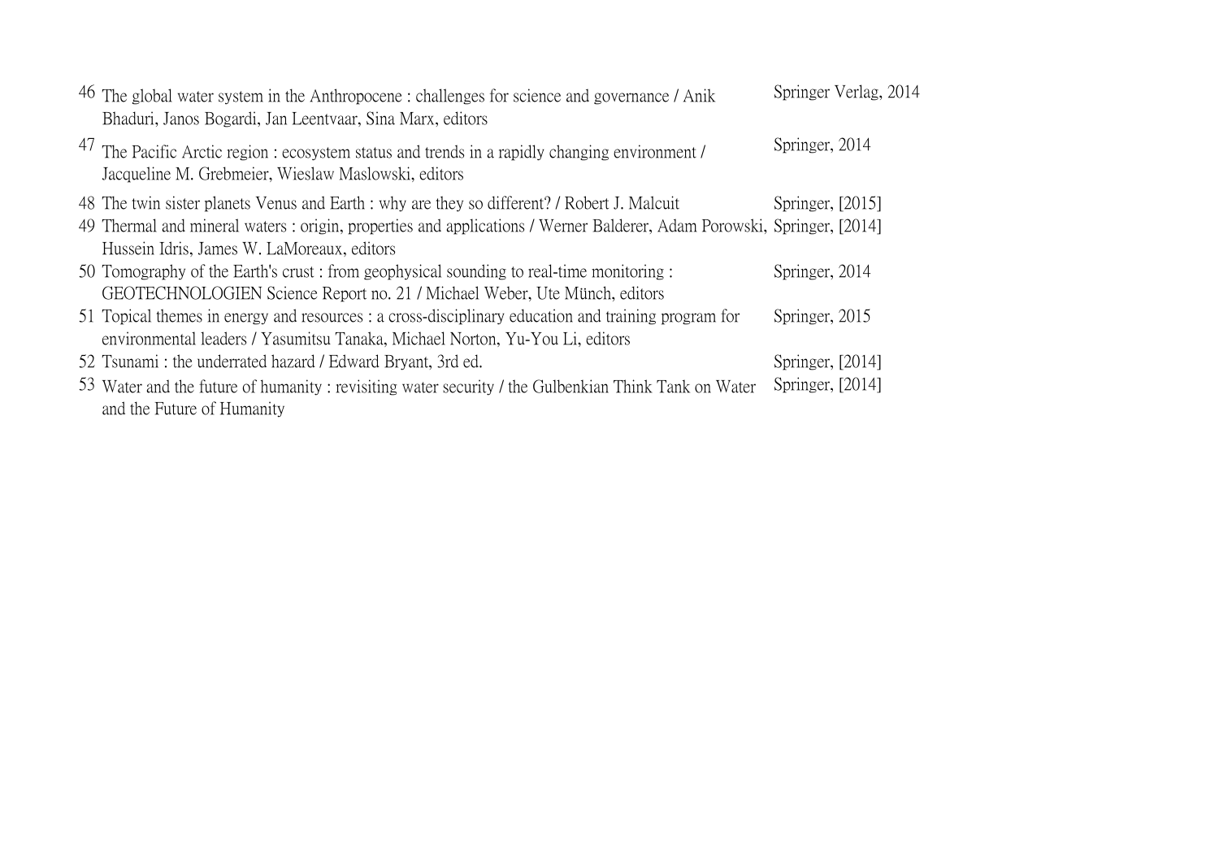| | | |
|---|---|---|
| 46 | The global water system in the Anthropocene : challenges for science and governance / Anik Bhaduri, Janos Bogardi, Jan Leentvaar, Sina Marx, editors | Springer Verlag, 2014 |
| 47 | The Pacific Arctic region : ecosystem status and trends in a rapidly changing environment / Jacqueline M. Grebmeier, Wieslaw Maslowski, editors | Springer, 2014 |
| 48 | The twin sister planets Venus and Earth : why are they so different? / Robert J. Malcuit | Springer, [2015] |
| 49 | Thermal and mineral waters : origin, properties and applications / Werner Balderer, Adam Porowski, Hussein Idris, James W. LaMoreaux, editors | Springer, [2014] |
| 50 | Tomography of the Earth's crust : from geophysical sounding to real-time monitoring : GEOTECHNOLOGIEN Science Report no. 21 / Michael Weber, Ute Münch, editors | Springer, 2014 |
| 51 | Topical themes in energy and resources : a cross-disciplinary education and training program for environmental leaders / Yasumitsu Tanaka, Michael Norton, Yu-You Li, editors | Springer, 2015 |
| 52 | Tsunami : the underrated hazard / Edward Bryant, 3rd ed. | Springer, [2014] |
| 53 | Water and the future of humanity : revisiting water security / the Gulbenkian Think Tank on Water and the Future of Humanity | Springer, [2014] |